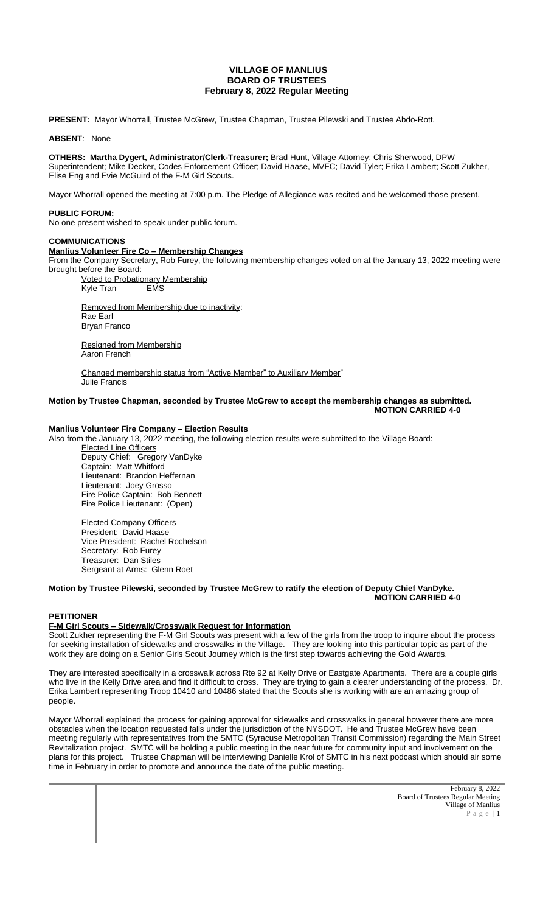**VILLAGE OF MANLIUS**
**BOARD OF TRUSTEES**
**February 8, 2022 Regular Meeting**

**PRESENT:** Mayor Whorrall, Trustee McGrew, Trustee Chapman, Trustee Pilewski and Trustee Abdo-Rott.

**ABSENT**: None

**OTHERS: Martha Dygert, Administrator/Clerk-Treasurer;** Brad Hunt, Village Attorney; Chris Sherwood, DPW Superintendent; Mike Decker, Codes Enforcement Officer; David Haase, MVFC; David Tyler; Erika Lambert; Scott Zukher, Elise Eng and Evie McGuird of the F-M Girl Scouts.

Mayor Whorrall opened the meeting at 7:00 p.m. The Pledge of Allegiance was recited and he welcomed those present.

**PUBLIC FORUM:**

No one present wished to speak under public forum.

**COMMUNICATIONS**

**Manlius Volunteer Fire Co – Membership Changes**

From the Company Secretary, Rob Furey, the following membership changes voted on at the January 13, 2022 meeting were brought before the Board:

Voted to Probationary Membership
Kyle Tran EMS

Removed from Membership due to inactivity:
Rae Earl
Bryan Franco

Resigned from Membership
Aaron French

Changed membership status from "Active Member" to Auxiliary Member"
Julie Francis

**Motion by Trustee Chapman, seconded by Trustee McGrew to accept the membership changes as submitted.**
**MOTION CARRIED 4-0**

**Manlius Volunteer Fire Company – Election Results**

Also from the January 13, 2022 meeting, the following election results were submitted to the Village Board:

Elected Line Officers
Deputy Chief: Gregory VanDyke
Captain: Matt Whitford
Lieutenant: Brandon Heffernan
Lieutenant: Joey Grosso
Fire Police Captain: Bob Bennett
Fire Police Lieutenant: (Open)

Elected Company Officers
President: David Haase
Vice President: Rachel Rochelson
Secretary: Rob Furey
Treasurer: Dan Stiles
Sergeant at Arms: Glenn Roet

**Motion by Trustee Pilewski, seconded by Trustee McGrew to ratify the election of Deputy Chief VanDyke.**
**MOTION CARRIED 4-0**

**PETITIONER**

**F-M Girl Scouts – Sidewalk/Crosswalk Request for Information**

Scott Zukher representing the F-M Girl Scouts was present with a few of the girls from the troop to inquire about the process for seeking installation of sidewalks and crosswalks in the Village. They are looking into this particular topic as part of the work they are doing on a Senior Girls Scout Journey which is the first step towards achieving the Gold Awards.

They are interested specifically in a crosswalk across Rte 92 at Kelly Drive or Eastgate Apartments. There are a couple girls who live in the Kelly Drive area and find it difficult to cross. They are trying to gain a clearer understanding of the process. Dr. Erika Lambert representing Troop 10410 and 10486 stated that the Scouts she is working with are an amazing group of people.

Mayor Whorrall explained the process for gaining approval for sidewalks and crosswalks in general however there are more obstacles when the location requested falls under the jurisdiction of the NYSDOT. He and Trustee McGrew have been meeting regularly with representatives from the SMTC (Syracuse Metropolitan Transit Commission) regarding the Main Street Revitalization project. SMTC will be holding a public meeting in the near future for community input and involvement on the plans for this project. Trustee Chapman will be interviewing Danielle Krol of SMTC in his next podcast which should air some time in February in order to promote and announce the date of the public meeting.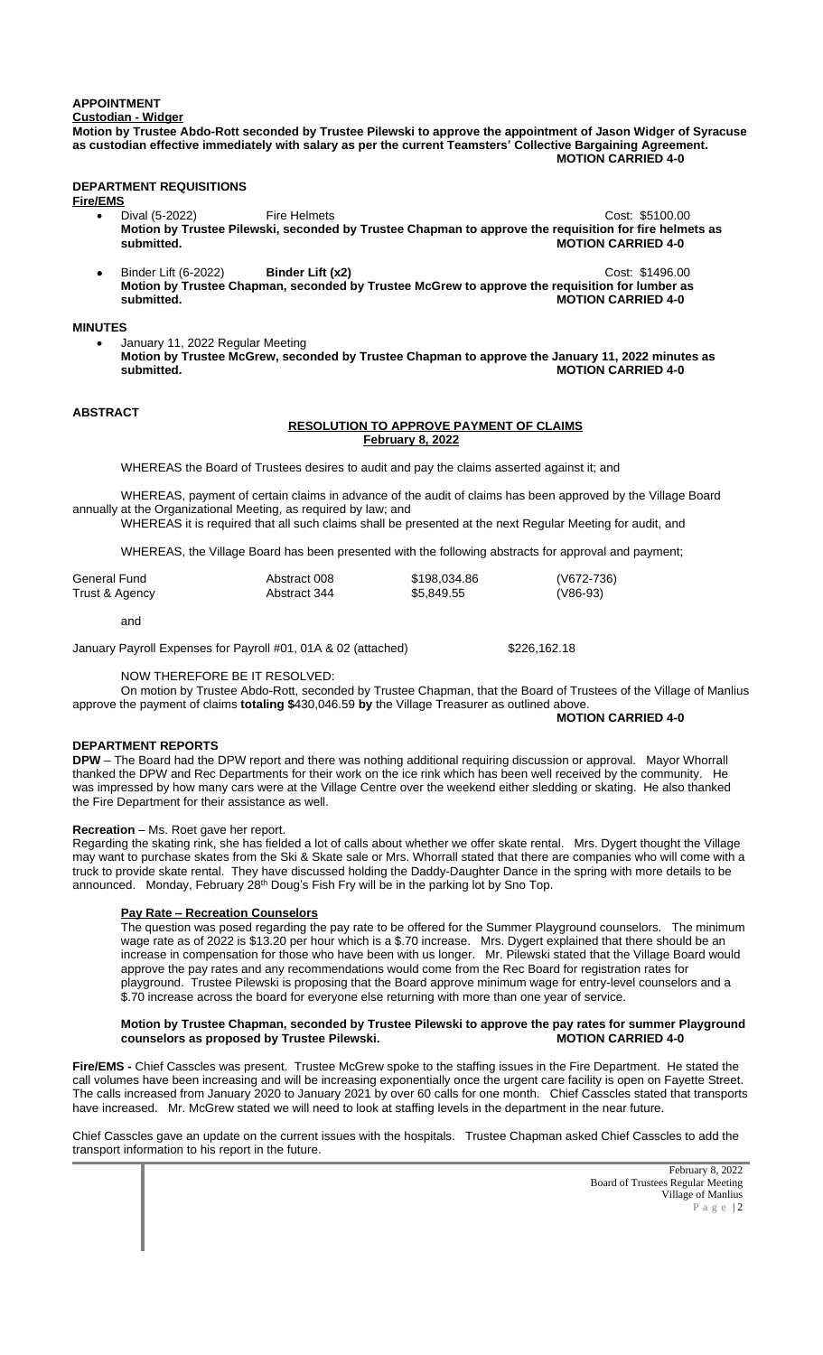**APPOINTMENT**

**Custodian - Widger**

**Motion by Trustee Abdo-Rott seconded by Trustee Pilewski to approve the appointment of Jason Widger of Syracuse as custodian effective immediately with salary as per the current Teamsters' Collective Bargaining Agreement.**
**MOTION CARRIED 4-0**

**DEPARTMENT REQUISITIONS**

**Fire/EMS**

- Dival (5-2022) Fire Helmets Cost: $5100.00
  **Motion by Trustee Pilewski, seconded by Trustee Chapman to approve the requisition for fire helmets as submitted.** **MOTION CARRIED 4-0**

- Binder Lift (6-2022) **Binder Lift (x2)** Cost: $1496.00
  **Motion by Trustee Chapman, seconded by Trustee McGrew to approve the requisition for lumber as submitted.** **MOTION CARRIED 4-0**

**MINUTES**

- January 11, 2022 Regular Meeting
  **Motion by Trustee McGrew, seconded by Trustee Chapman to approve the January 11, 2022 minutes as submitted.** **MOTION CARRIED 4-0**

**ABSTRACT**

**RESOLUTION TO APPROVE PAYMENT OF CLAIMS**
**February 8, 2022**

WHEREAS the Board of Trustees desires to audit and pay the claims asserted against it; and

WHEREAS, payment of certain claims in advance of the audit of claims has been approved by the Village Board annually at the Organizational Meeting, as required by law; and

WHEREAS it is required that all such claims shall be presented at the next Regular Meeting for audit, and

WHEREAS, the Village Board has been presented with the following abstracts for approval and payment;

| | | | |
|---|---|---|---|
| General Fund | Abstract 008 | $198,034.86 | (V672-736) |
| Trust & Agency | Abstract 344 | $5,849.55 | (V86-93) |

and

January Payroll Expenses for Payroll #01, 01A & 02 (attached) $226,162.18

NOW THEREFORE BE IT RESOLVED:

On motion by Trustee Abdo-Rott, seconded by Trustee Chapman, that the Board of Trustees of the Village of Manlius approve the payment of claims **totaling $**430,046.59 **by** the Village Treasurer as outlined above.

**MOTION CARRIED 4-0**

**DEPARTMENT REPORTS**

**DPW** – The Board had the DPW report and there was nothing additional requiring discussion or approval. Mayor Whorrall thanked the DPW and Rec Departments for their work on the ice rink which has been well received by the community. He was impressed by how many cars were at the Village Centre over the weekend either sledding or skating. He also thanked the Fire Department for their assistance as well.

**Recreation** – Ms. Roet gave her report.

Regarding the skating rink, she has fielded a lot of calls about whether we offer skate rental. Mrs. Dygert thought the Village may want to purchase skates from the Ski & Skate sale or Mrs. Whorrall stated that there are companies who will come with a truck to provide skate rental. They have discussed holding the Daddy-Daughter Dance in the spring with more details to be announced. Monday, February 28th Doug's Fish Fry will be in the parking lot by Sno Top.

**Pay Rate – Recreation Counselors**

The question was posed regarding the pay rate to be offered for the Summer Playground counselors. The minimum wage rate as of 2022 is $13.20 per hour which is a $.70 increase. Mrs. Dygert explained that there should be an increase in compensation for those who have been with us longer. Mr. Pilewski stated that the Village Board would approve the pay rates and any recommendations would come from the Rec Board for registration rates for playground. Trustee Pilewski is proposing that the Board approve minimum wage for entry-level counselors and a $.70 increase across the board for everyone else returning with more than one year of service.

**Motion by Trustee Chapman, seconded by Trustee Pilewski to approve the pay rates for summer Playground counselors as proposed by Trustee Pilewski.** **MOTION CARRIED 4-0**

**Fire/EMS -** Chief Casscles was present. Trustee McGrew spoke to the staffing issues in the Fire Department. He stated the call volumes have been increasing and will be increasing exponentially once the urgent care facility is open on Fayette Street. The calls increased from January 2020 to January 2021 by over 60 calls for one month. Chief Casscles stated that transports have increased. Mr. McGrew stated we will need to look at staffing levels in the department in the near future.

Chief Casscles gave an update on the current issues with the hospitals. Trustee Chapman asked Chief Casscles to add the transport information to his report in the future.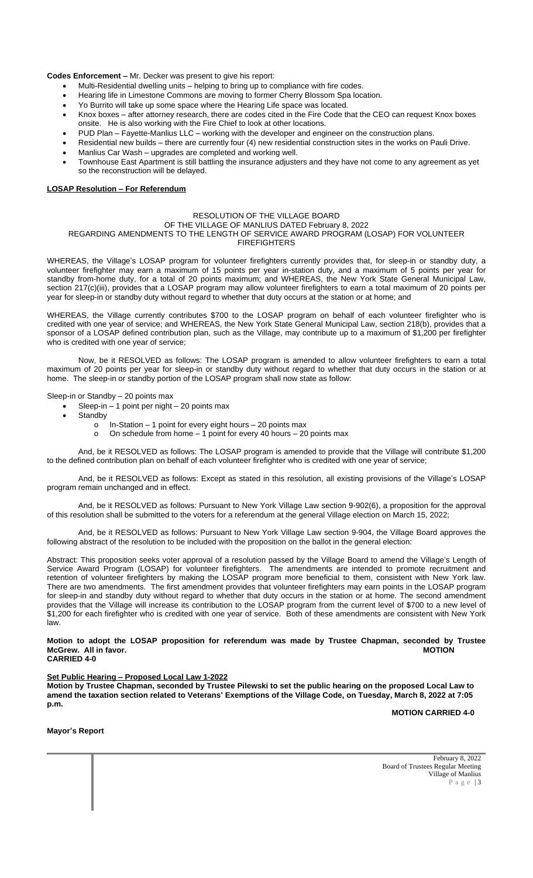**Codes Enforcement –** Mr. Decker was present to give his report:

- Multi-Residential dwelling units – helping to bring up to compliance with fire codes.
- Hearing life in Limestone Commons are moving to former Cherry Blossom Spa location.
- Yo Burrito will take up some space where the Hearing Life space was located.
- Knox boxes – after attorney research, there are codes cited in the Fire Code that the CEO can request Knox boxes onsite. He is also working with the Fire Chief to look at other locations.
- PUD Plan – Fayette-Manlius LLC – working with the developer and engineer on the construction plans.
- Residential new builds – there are currently four (4) new residential construction sites in the works on Pauli Drive.
- Manlius Car Wash – upgrades are completed and working well.
- Townhouse East Apartment is still battling the insurance adjusters and they have not come to any agreement as yet so the reconstruction will be delayed.

**LOSAP Resolution – For Referendum**

RESOLUTION OF THE VILLAGE BOARD
OF THE VILLAGE OF MANLIUS DATED February 8, 2022
REGARDING AMENDMENTS TO THE LENGTH OF SERVICE AWARD PROGRAM (LOSAP) FOR VOLUNTEER FIREFIGHTERS

WHEREAS, the Village's LOSAP program for volunteer firefighters currently provides that, for sleep-in or standby duty, a volunteer firefighter may earn a maximum of 15 points per year in-station duty, and a maximum of 5 points per year for standby from-home duty, for a total of 20 points maximum; and WHEREAS, the New York State General Municipal Law, section 217(c)(iii), provides that a LOSAP program may allow volunteer firefighters to earn a total maximum of 20 points per year for sleep-in or standby duty without regard to whether that duty occurs at the station or at home; and

WHEREAS, the Village currently contributes $700 to the LOSAP program on behalf of each volunteer firefighter who is credited with one year of service; and WHEREAS, the New York State General Municipal Law, section 218(b), provides that a sponsor of a LOSAP defined contribution plan, such as the Village, may contribute up to a maximum of $1,200 per firefighter who is credited with one year of service;

Now, be it RESOLVED as follows: The LOSAP program is amended to allow volunteer firefighters to earn a total maximum of 20 points per year for sleep-in or standby duty without regard to whether that duty occurs in the station or at home. The sleep-in or standby portion of the LOSAP program shall now state as follow:

Sleep-in or Standby – 20 points max

- Sleep-in – 1 point per night – 20 points max
- Standby
  - In-Station – 1 point for every eight hours – 20 points max
  - On schedule from home – 1 point for every 40 hours – 20 points max

And, be it RESOLVED as follows: The LOSAP program is amended to provide that the Village will contribute $1,200 to the defined contribution plan on behalf of each volunteer firefighter who is credited with one year of service;

And, be it RESOLVED as follows: Except as stated in this resolution, all existing provisions of the Village's LOSAP program remain unchanged and in effect.

And, be it RESOLVED as follows: Pursuant to New York Village Law section 9-902(6), a proposition for the approval of this resolution shall be submitted to the voters for a referendum at the general Village election on March 15, 2022;

And, be it RESOLVED as follows: Pursuant to New York Village Law section 9-904, the Village Board approves the following abstract of the resolution to be included with the proposition on the ballot in the general election:

Abstract: This proposition seeks voter approval of a resolution passed by the Village Board to amend the Village's Length of Service Award Program (LOSAP) for volunteer firefighters. The amendments are intended to promote recruitment and retention of volunteer firefighters by making the LOSAP program more beneficial to them, consistent with New York law. There are two amendments. The first amendment provides that volunteer firefighters may earn points in the LOSAP program for sleep-in and standby duty without regard to whether that duty occurs in the station or at home. The second amendment provides that the Village will increase its contribution to the LOSAP program from the current level of $700 to a new level of $1,200 for each firefighter who is credited with one year of service. Both of these amendments are consistent with New York law.

**Motion to adopt the LOSAP proposition for referendum was made by Trustee Chapman, seconded by Trustee McGrew. All in favor. MOTION CARRIED 4-0**

**Set Public Hearing – Proposed Local Law 1-2022**

**Motion by Trustee Chapman, seconded by Trustee Pilewski to set the public hearing on the proposed Local Law to amend the taxation section related to Veterans' Exemptions of the Village Code, on Tuesday, March 8, 2022 at 7:05 p.m.**

**MOTION CARRIED 4-0**

**Mayor's Report**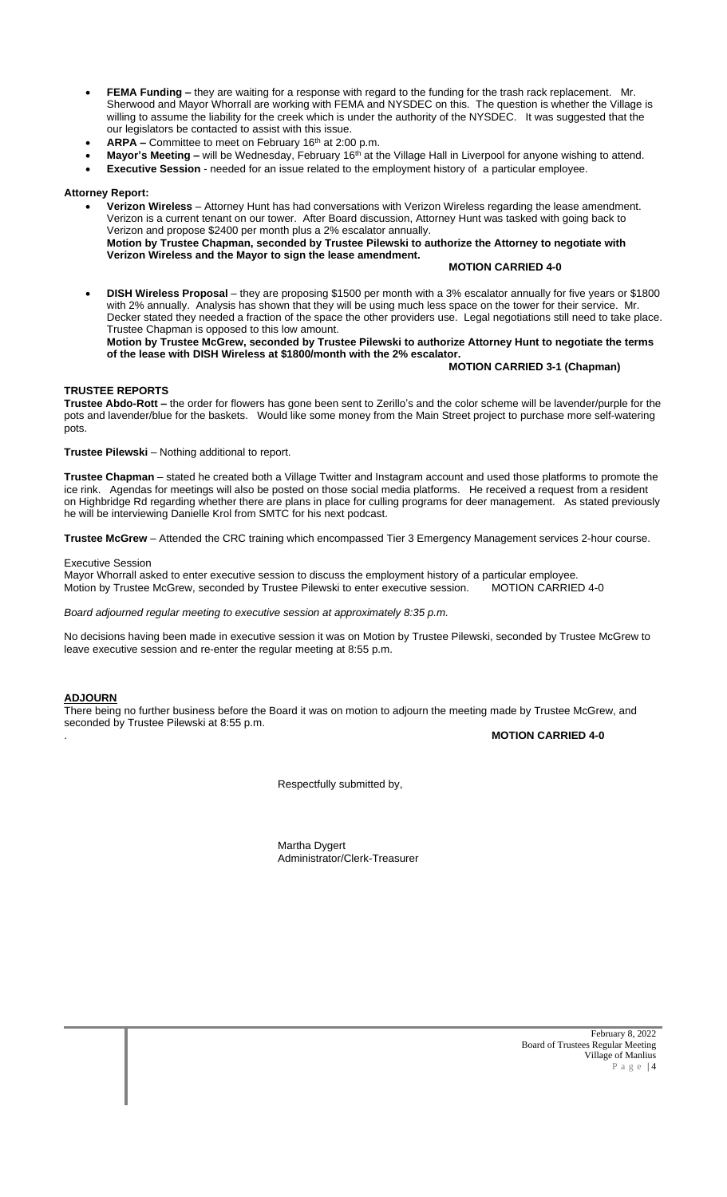- **FEMA Funding –** they are waiting for a response with regard to the funding for the trash rack replacement. Mr. Sherwood and Mayor Whorrall are working with FEMA and NYSDEC on this. The question is whether the Village is willing to assume the liability for the creek which is under the authority of the NYSDEC. It was suggested that the our legislators be contacted to assist with this issue.
- **ARPA –** Committee to meet on February 16th at 2:00 p.m.
- **Mayor's Meeting –** will be Wednesday, February 16th at the Village Hall in Liverpool for anyone wishing to attend.
- **Executive Session** - needed for an issue related to the employment history of a particular employee.

**Attorney Report:**

- **Verizon Wireless** – Attorney Hunt has had conversations with Verizon Wireless regarding the lease amendment. Verizon is a current tenant on our tower. After Board discussion, Attorney Hunt was tasked with going back to Verizon and propose $2400 per month plus a 2% escalator annually.
  **Motion by Trustee Chapman, seconded by Trustee Pilewski to authorize the Attorney to negotiate with Verizon Wireless and the Mayor to sign the lease amendment.**

  **MOTION CARRIED 4-0**

- **DISH Wireless Proposal** – they are proposing $1500 per month with a 3% escalator annually for five years or $1800 with 2% annually. Analysis has shown that they will be using much less space on the tower for their service. Mr. Decker stated they needed a fraction of the space the other providers use. Legal negotiations still need to take place. Trustee Chapman is opposed to this low amount.
  **Motion by Trustee McGrew, seconded by Trustee Pilewski to authorize Attorney Hunt to negotiate the terms of the lease with DISH Wireless at $1800/month with the 2% escalator.**

  **MOTION CARRIED 3-1 (Chapman)**

**TRUSTEE REPORTS**

**Trustee Abdo-Rott –** the order for flowers has gone been sent to Zerillo's and the color scheme will be lavender/purple for the pots and lavender/blue for the baskets. Would like some money from the Main Street project to purchase more self-watering pots.

**Trustee Pilewski** – Nothing additional to report.

**Trustee Chapman** – stated he created both a Village Twitter and Instagram account and used those platforms to promote the ice rink. Agendas for meetings will also be posted on those social media platforms. He received a request from a resident on Highbridge Rd regarding whether there are plans in place for culling programs for deer management. As stated previously he will be interviewing Danielle Krol from SMTC for his next podcast.

**Trustee McGrew** – Attended the CRC training which encompassed Tier 3 Emergency Management services 2-hour course.

Executive Session
Mayor Whorrall asked to enter executive session to discuss the employment history of a particular employee.
Motion by Trustee McGrew, seconded by Trustee Pilewski to enter executive session. MOTION CARRIED 4-0

*Board adjourned regular meeting to executive session at approximately 8:35 p.m.*

No decisions having been made in executive session it was on Motion by Trustee Pilewski, seconded by Trustee McGrew to leave executive session and re-enter the regular meeting at 8:55 p.m.

**ADJOURN**

There being no further business before the Board it was on motion to adjourn the meeting made by Trustee McGrew, and seconded by Trustee Pilewski at 8:55 p.m.

**MOTION CARRIED 4-0**

Respectfully submitted by,

Martha Dygert
Administrator/Clerk-Treasurer